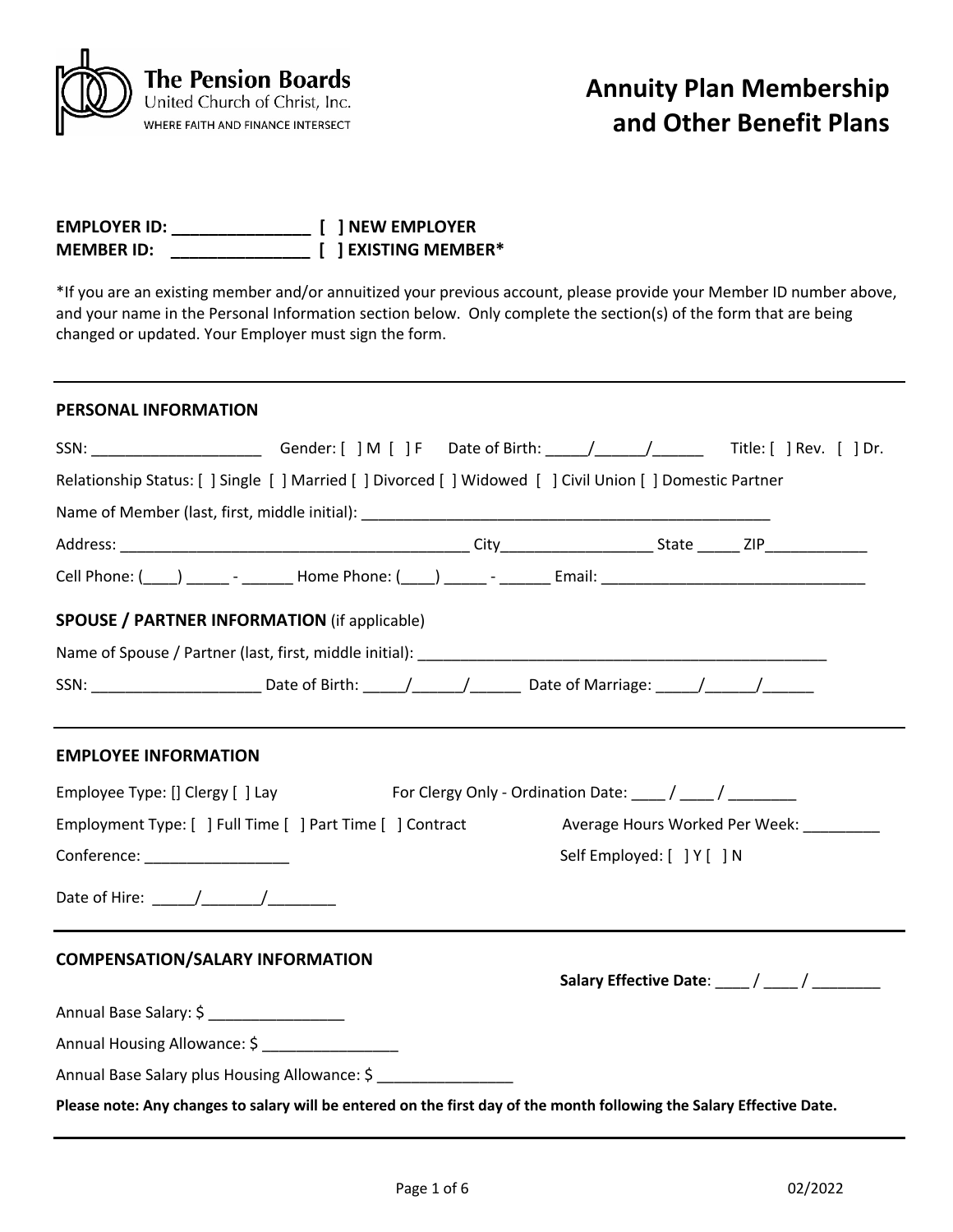The Pension Boards
United Church of Christ, Inc.
WHERE FAITH AND FINANCE INTERSECT

# Annuity Plan Membership and Other Benefit Plans

**EMPLOYER ID: _______________ [ ] NEW EMPLOYER**
**MEMBER ID: _______________ [ ] EXISTING MEMBER***

*If you are an existing member and/or annuitized your previous account, please provide your Member ID number above, and your name in the Personal Information section below. Only complete the section(s) of the form that are being changed or updated. Your Employer must sign the form.

---

## PERSONAL INFORMATION

SSN: ____________________ Gender: [ ] M [ ] F Date of Birth: _____/______/______ Title: [ ] Rev. [ ] Dr.

Relationship Status: [ ] Single [ ] Married [ ] Divorced [ ] Widowed [ ] Civil Union [ ] Domestic Partner

Name of Member (last, first, middle initial): _________________________________________________

Address: _________________________________________ City__________________ State _____ ZIP____________

Cell Phone: (____) _____ - ______ Home Phone: (____) _____ - ______ Email: ______________________________

## SPOUSE / PARTNER INFORMATION (if applicable)

Name of Spouse / Partner (last, first, middle initial): __________________________________________________

SSN: ____________________ Date of Birth: _____/______/______ Date of Marriage: _____/______/______

---

## EMPLOYEE INFORMATION

Employee Type: [] Clergy [ ] Lay For Clergy Only - Ordination Date: ____ / ____ / ________

Employment Type: [ ] Full Time [ ] Part Time [ ] Contract Average Hours Worked Per Week: _________

Conference: _________________ Self Employed: [ ] Y [ ] N

Date of Hire: _____/_______/________

---

## COMPENSATION/SALARY INFORMATION

**Salary Effective Date**: ____ / ____ / ________

Annual Base Salary: $ ________________

Annual Housing Allowance: $ ________________

Annual Base Salary plus Housing Allowance: $ ________________

**Please note: Any changes to salary will be entered on the first day of the month following the Salary Effective Date.**

02/2022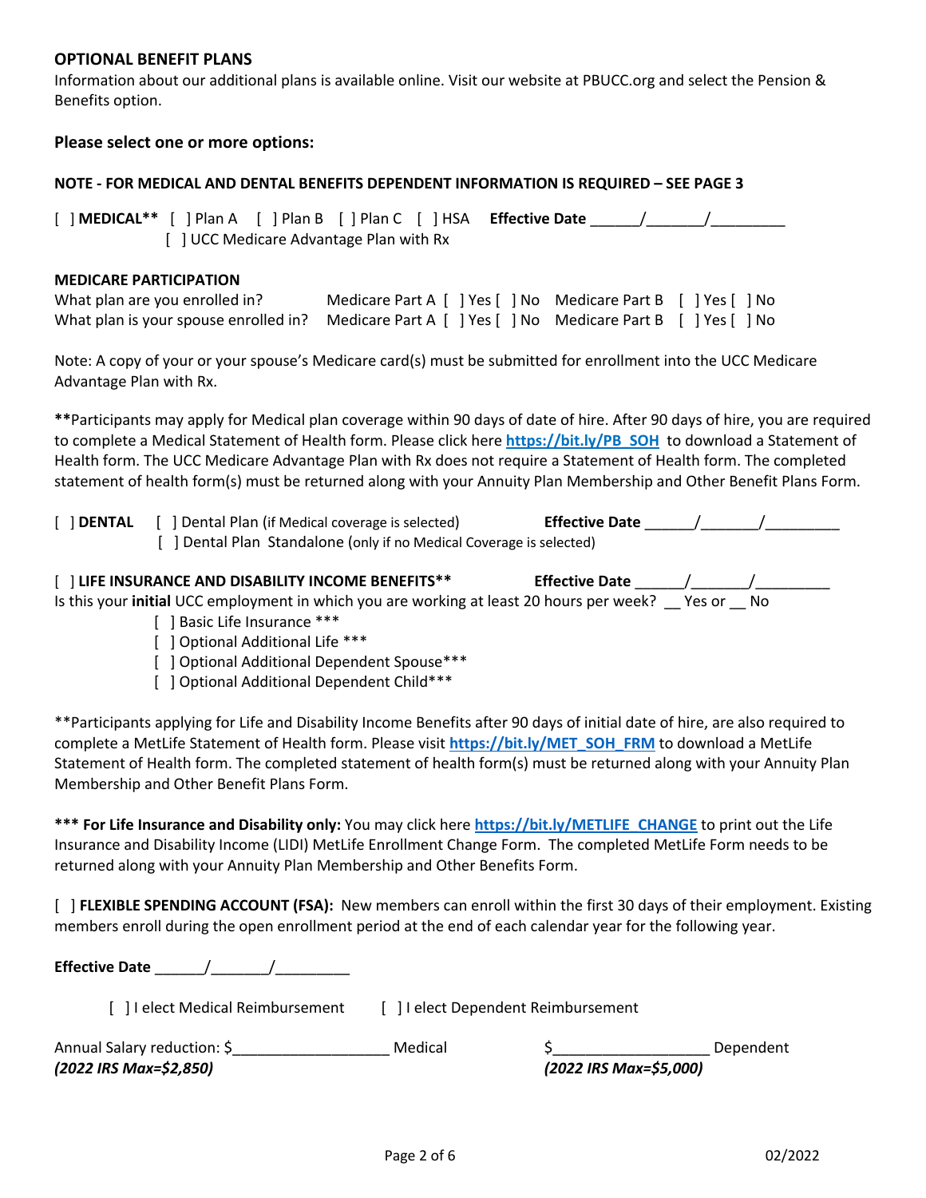## OPTIONAL BENEFIT PLANS

Information about our additional plans is available online. Visit our website at PBUCC.org and select the Pension & Benefits option.

### Please select one or more options:

**NOTE - FOR MEDICAL AND DENTAL BENEFITS DEPENDENT INFORMATION IS REQUIRED – SEE PAGE 3**

[ ] **MEDICAL**** [ ] Plan A [ ] Plan B [ ] Plan C [ ] HSA **Effective Date** ______/_______/_________

[ ] UCC Medicare Advantage Plan with Rx

**MEDICARE PARTICIPATION**

| | | |
|---|---|---|
| What plan are you enrolled in? | Medicare Part A [ ] Yes [ ] No | Medicare Part B [ ] Yes [ ] No |
| What plan is your spouse enrolled in? | Medicare Part A [ ] Yes [ ] No | Medicare Part B [ ] Yes [ ] No |

Note: A copy of your or your spouse's Medicare card(s) must be submitted for enrollment into the UCC Medicare Advantage Plan with Rx.

****Participants may apply for Medical plan coverage within 90 days of date of hire. After 90 days of hire, you are required to complete a Medical Statement of Health form. Please click here **https://bit.ly/PB_SOH** to download a Statement of Health form. The UCC Medicare Advantage Plan with Rx does not require a Statement of Health form. The completed statement of health form(s) must be returned along with your Annuity Plan Membership and Other Benefit Plans Form.

[ ] **DENTAL** [ ] Dental Plan (if Medical coverage is selected) **Effective Date** ______/_______/_________

[ ] Dental Plan Standalone (only if no Medical Coverage is selected)

[ ] **LIFE INSURANCE AND DISABILITY INCOME BENEFITS**** **Effective Date** ______/_______/_________

Is this your **initial** UCC employment in which you are working at least 20 hours per week? __ Yes or __ No

- [ ] Basic Life Insurance ***
- [ ] Optional Additional Life ***
- [ ] Optional Additional Dependent Spouse***
- [ ] Optional Additional Dependent Child***

**Participants applying for Life and Disability Income Benefits after 90 days of initial date of hire, are also required to complete a MetLife Statement of Health form. Please visit **https://bit.ly/MET_SOH_FRM** to download a MetLife Statement of Health form. The completed statement of health form(s) must be returned along with your Annuity Plan Membership and Other Benefit Plans Form.

***** For Life Insurance and Disability only:** You may click here **https://bit.ly/METLIFE_CHANGE** to print out the Life Insurance and Disability Income (LIDI) MetLife Enrollment Change Form. The completed MetLife Form needs to be returned along with your Annuity Plan Membership and Other Benefits Form.

[ ] **FLEXIBLE SPENDING ACCOUNT (FSA):** New members can enroll within the first 30 days of their employment. Existing members enroll during the open enrollment period at the end of each calendar year for the following year.

**Effective Date** ______/_______/_________

[ ] I elect Medical Reimbursement [ ] I elect Dependent Reimbursement

Annual Salary reduction: $___________________ Medical $___________________ Dependent

***(2022 IRS Max=$2,850)*** ***(2022 IRS Max=$5,000)***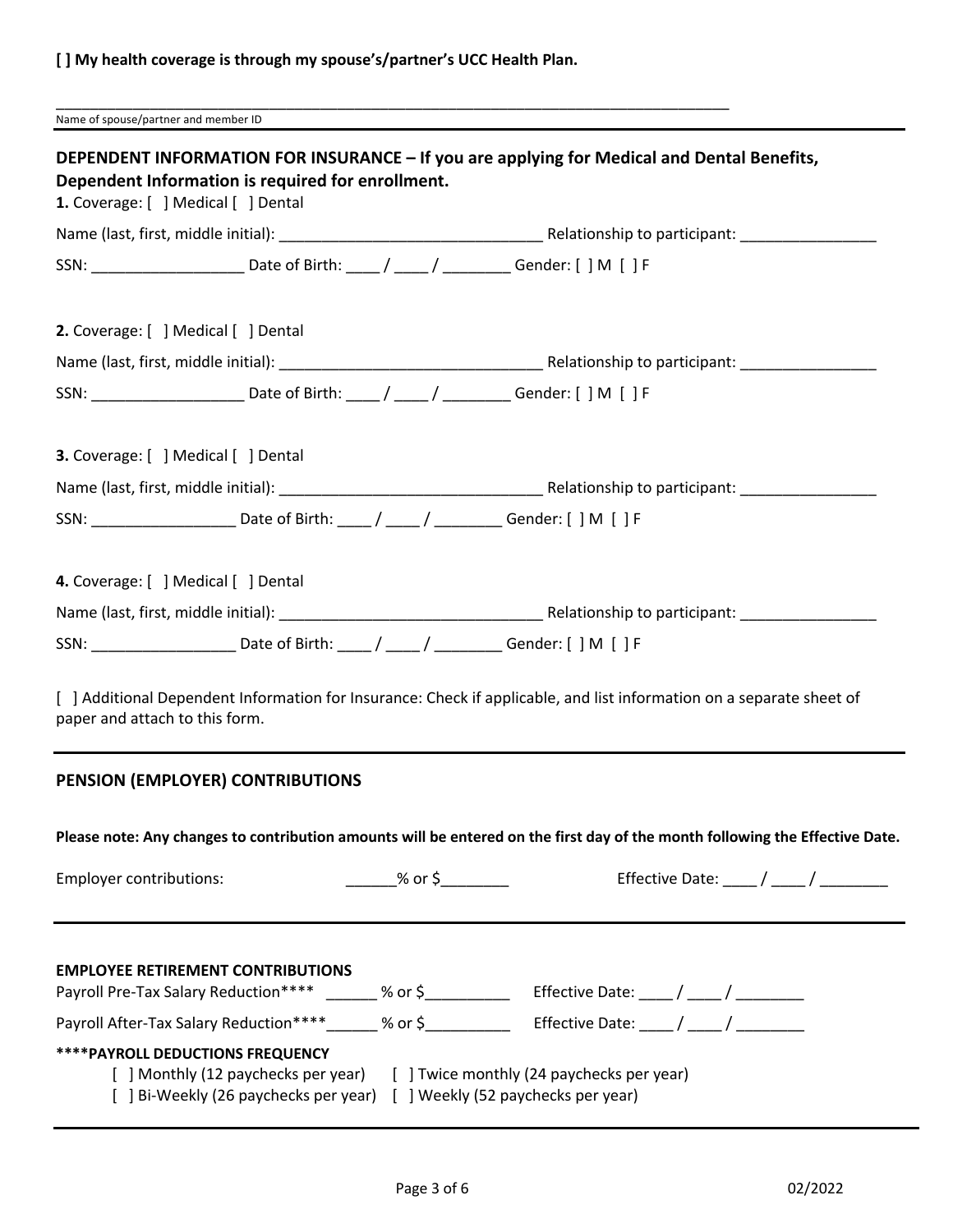**[ ] My health coverage is through my spouse's/partner's UCC Health Plan.**

_______________________________________________________________________________________

Name of spouse/partner and member ID

---

## DEPENDENT INFORMATION FOR INSURANCE – If you are applying for Medical and Dental Benefits, Dependent Information is required for enrollment.

**1.** Coverage: [ ] Medical [ ] Dental

Name (last, first, middle initial): _______________________________ Relationship to participant: ________________

SSN: __________________ Date of Birth: ____ / ____ / ________ Gender: [ ] M [ ] F

**2.** Coverage: [ ] Medical [ ] Dental

Name (last, first, middle initial): _______________________________ Relationship to participant: ________________

SSN: __________________ Date of Birth: ____ / ____ / ________ Gender: [ ] M [ ] F

**3.** Coverage: [ ] Medical [ ] Dental

Name (last, first, middle initial): _______________________________ Relationship to participant: ________________

SSN: _________________ Date of Birth: ____ / ____ / ________ Gender: [ ] M [ ] F

**4.** Coverage: [ ] Medical [ ] Dental

Name (last, first, middle initial): _______________________________ Relationship to participant: ________________

SSN: _________________ Date of Birth: ____ / ____ / ________ Gender: [ ] M [ ] F

[ ] Additional Dependent Information for Insurance: Check if applicable, and list information on a separate sheet of paper and attach to this form.

---

## PENSION (EMPLOYER) CONTRIBUTIONS

**Please note: Any changes to contribution amounts will be entered on the first day of the month following the Effective Date.**

Employer contributions: ______% or $________ Effective Date: ____ / ____ / ________

---

**EMPLOYEE RETIREMENT CONTRIBUTIONS**

Payroll Pre-Tax Salary Reduction**** ______ % or $__________ Effective Date: ____ / ____ / ________

Payroll After-Tax Salary Reduction****______ % or $__________ Effective Date: ____ / ____ / ________

**\*\*\*\*PAYROLL DEDUCTIONS FREQUENCY**

[ ] Monthly (12 paychecks per year) [ ] Twice monthly (24 paychecks per year)

[ ] Bi-Weekly (26 paychecks per year) [ ] Weekly (52 paychecks per year)

02/2022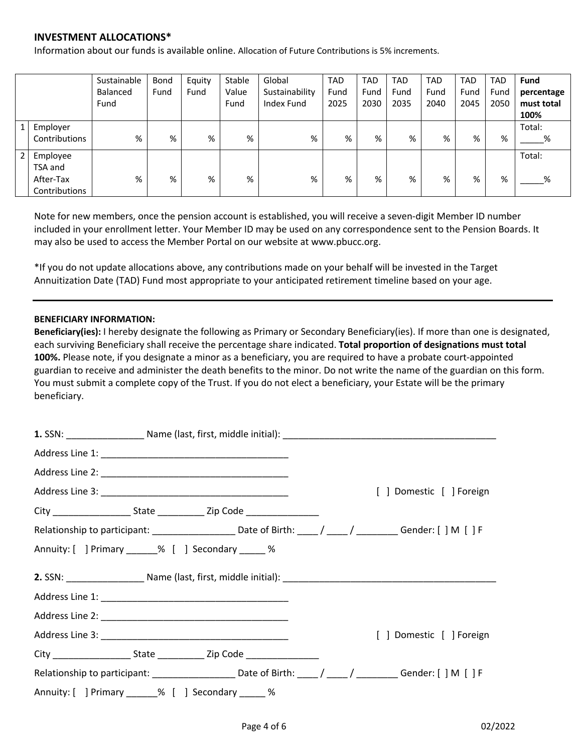**INVESTMENT ALLOCATIONS***

Information about our funds is available online. Allocation of Future Contributions is 5% increments.

| | | Sustainable Balanced Fund | Bond Fund | Equity Fund | Stable Value Fund | Global Sustainability Index Fund | TAD Fund 2025 | TAD Fund 2030 | TAD Fund 2035 | TAD Fund 2040 | TAD Fund 2045 | TAD Fund 2050 | **Fund percentage must total 100%** |
|---|---|---|---|---|---|---|---|---|---|---|---|---|---|
| 1 | Employer Contributions | % | % | % | % | % | % | % | % | % | % | % | Total: _____% |
| 2 | Employee TSA and After-Tax Contributions | % | % | % | % | % | % | % | % | % | % | % | Total: _____% |

Note for new members, once the pension account is established, you will receive a seven-digit Member ID number included in your enrollment letter. Your Member ID may be used on any correspondence sent to the Pension Boards. It may also be used to access the Member Portal on our website at www.pbucc.org.

*If you do not update allocations above, any contributions made on your behalf will be invested in the Target Annuitization Date (TAD) Fund most appropriate to your anticipated retirement timeline based on your age.

---

**BENEFICIARY INFORMATION:**

**Beneficiary(ies):** I hereby designate the following as Primary or Secondary Beneficiary(ies). If more than one is designated, each surviving Beneficiary shall receive the percentage share indicated. **Total proportion of designations must total 100%.** Please note, if you designate a minor as a beneficiary, you are required to have a probate court-appointed guardian to receive and administer the death benefits to the minor. Do not write the name of the guardian on this form. You must submit a complete copy of the Trust. If you do not elect a beneficiary, your Estate will be the primary beneficiary.

**1.** SSN: _______________ Name (last, first, middle initial): __________________________________________

Address Line 1: _____________________________________

Address Line 2: _____________________________________

Address Line 3: _____________________________________ [ ] Domestic [ ] Foreign

City _______________ State _________ Zip Code ______________

Relationship to participant: ________________ Date of Birth: ____ / ____ / ________ Gender: [ ] M [ ] F

Annuity: [ ] Primary ______% [ ] Secondary _____ %

**2.** SSN: _______________ Name (last, first, middle initial): __________________________________________

Address Line 1: _____________________________________

Address Line 2: _____________________________________

Address Line 3: _____________________________________ [ ] Domestic [ ] Foreign

City _______________ State _________ Zip Code ______________

Relationship to participant: ________________ Date of Birth: ____ / ____ / ________ Gender: [ ] M [ ] F

Annuity: [ ] Primary ______% [ ] Secondary _____ %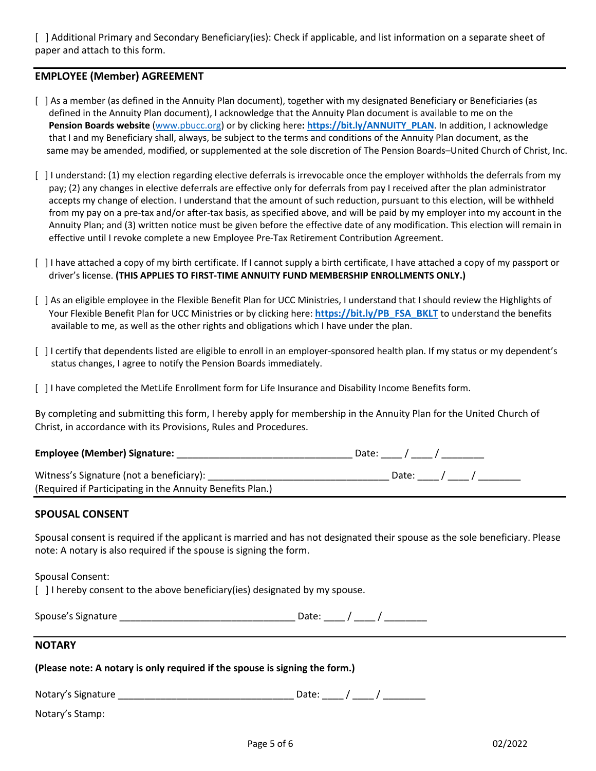[ ] Additional Primary and Secondary Beneficiary(ies): Check if applicable, and list information on a separate sheet of paper and attach to this form.

## EMPLOYEE (Member) AGREEMENT

[ ] As a member (as defined in the Annuity Plan document), together with my designated Beneficiary or Beneficiaries (as defined in the Annuity Plan document), I acknowledge that the Annuity Plan document is available to me on the **Pension Boards website** (www.pbucc.org) or by clicking here**: https://bit.ly/ANNUITY_PLAN**. In addition, I acknowledge that I and my Beneficiary shall, always, be subject to the terms and conditions of the Annuity Plan document, as the same may be amended, modified, or supplemented at the sole discretion of The Pension Boards–United Church of Christ, Inc.

[ ] I understand: (1) my election regarding elective deferrals is irrevocable once the employer withholds the deferrals from my pay; (2) any changes in elective deferrals are effective only for deferrals from pay I received after the plan administrator accepts my change of election. I understand that the amount of such reduction, pursuant to this election, will be withheld from my pay on a pre-tax and/or after-tax basis, as specified above, and will be paid by my employer into my account in the Annuity Plan; and (3) written notice must be given before the effective date of any modification. This election will remain in effective until I revoke complete a new Employee Pre-Tax Retirement Contribution Agreement.

[ ] I have attached a copy of my birth certificate. If I cannot supply a birth certificate, I have attached a copy of my passport or driver's license. **(THIS APPLIES TO FIRST-TIME ANNUITY FUND MEMBERSHIP ENROLLMENTS ONLY.)**

[ ] As an eligible employee in the Flexible Benefit Plan for UCC Ministries, I understand that I should review the Highlights of Your Flexible Benefit Plan for UCC Ministries or by clicking here: **https://bit.ly/PB_FSA_BKLT** to understand the benefits available to me, as well as the other rights and obligations which I have under the plan.

[ ] I certify that dependents listed are eligible to enroll in an employer-sponsored health plan. If my status or my dependent's status changes, I agree to notify the Pension Boards immediately.

[ ] I have completed the MetLife Enrollment form for Life Insurance and Disability Income Benefits form.

By completing and submitting this form, I hereby apply for membership in the Annuity Plan for the United Church of Christ, in accordance with its Provisions, Rules and Procedures.

**Employee (Member) Signature:** ________________________________ Date: ____ / ____ / ________

Witness's Signature (not a beneficiary): ________________________________ Date: ____ / ____ / ________
(Required if Participating in the Annuity Benefits Plan.)

## SPOUSAL CONSENT

Spousal consent is required if the applicant is married and has not designated their spouse as the sole beneficiary. Please note: A notary is also required if the spouse is signing the form.

Spousal Consent:
[ ] I hereby consent to the above beneficiary(ies) designated by my spouse.

Spouse's Signature ________________________________ Date: ____ / ____ / ________

## NOTARY

**(Please note: A notary is only required if the spouse is signing the form.)**

Notary's Signature ________________________________ Date: ____ / ____ / ________

Notary's Stamp:

02/2022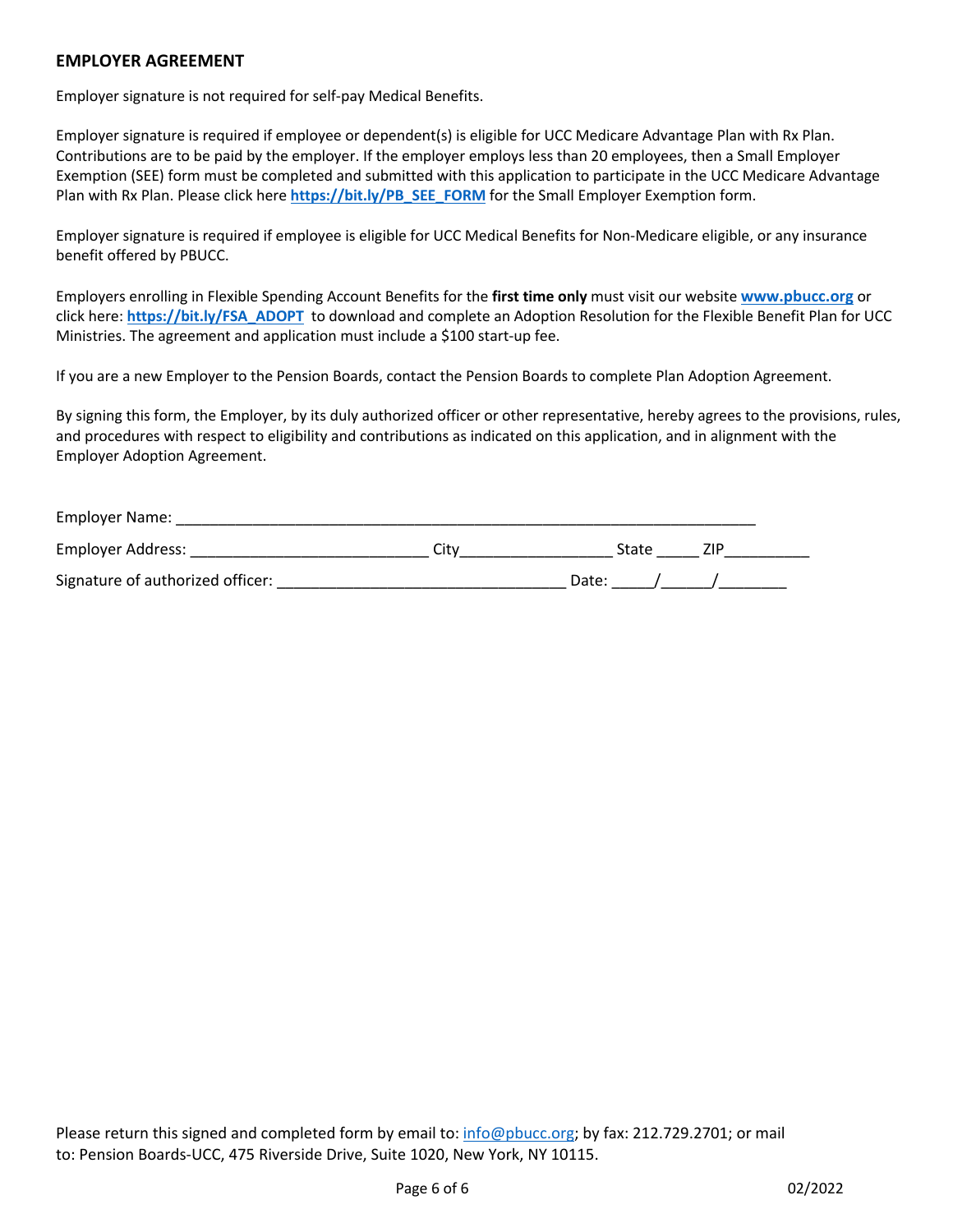## EMPLOYER AGREEMENT

Employer signature is not required for self-pay Medical Benefits.

Employer signature is required if employee or dependent(s) is eligible for UCC Medicare Advantage Plan with Rx Plan. Contributions are to be paid by the employer. If the employer employs less than 20 employees, then a Small Employer Exemption (SEE) form must be completed and submitted with this application to participate in the UCC Medicare Advantage Plan with Rx Plan. Please click here **https://bit.ly/PB_SEE_FORM** for the Small Employer Exemption form.

Employer signature is required if employee is eligible for UCC Medical Benefits for Non-Medicare eligible, or any insurance benefit offered by PBUCC.

Employers enrolling in Flexible Spending Account Benefits for the **first time only** must visit our website **www.pbucc.org** or click here: **https://bit.ly/FSA_ADOPT** to download and complete an Adoption Resolution for the Flexible Benefit Plan for UCC Ministries. The agreement and application must include a $100 start-up fee.

If you are a new Employer to the Pension Boards, contact the Pension Boards to complete Plan Adoption Agreement.

By signing this form, the Employer, by its duly authorized officer or other representative, hereby agrees to the provisions, rules, and procedures with respect to eligibility and contributions as indicated on this application, and in alignment with the Employer Adoption Agreement.

Employer Name: ______________________________________________________________________

Employer Address: ___________________________ City_________________ State _____ ZIP__________

Signature of authorized officer: ________________________________ Date: _____/______/________

Please return this signed and completed form by email to: info@pbucc.org; by fax: 212.729.2701; or mail to: Pension Boards-UCC, 475 Riverside Drive, Suite 1020, New York, NY 10115.

02/2022